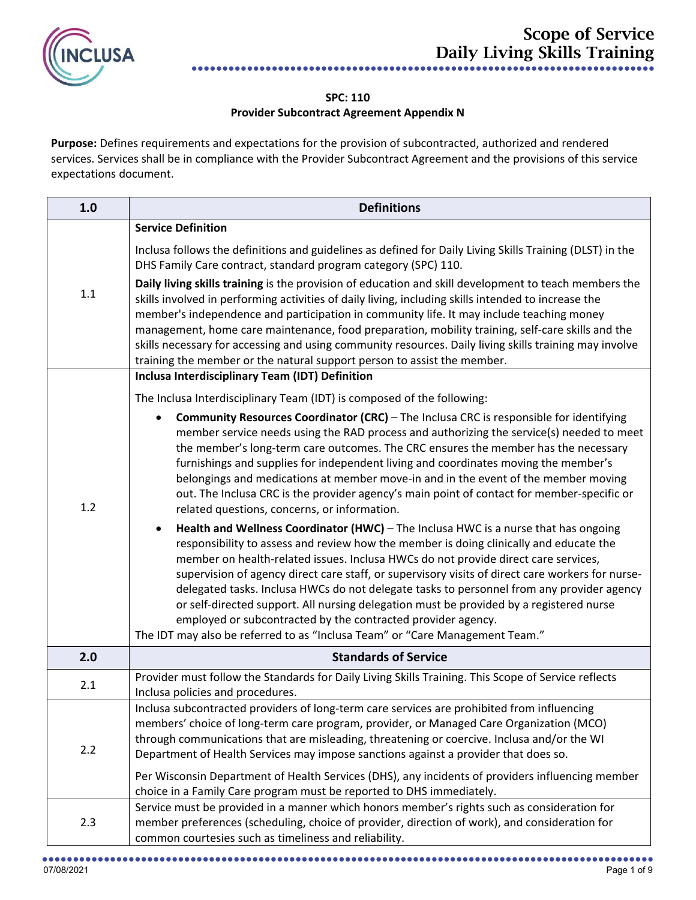# Scope of Service
# Daily Living Skills Training

**SPC: 110**
**Provider Subcontract Agreement Appendix N**

**Purpose:** Defines requirements and expectations for the provision of subcontracted, authorized and rendered services. Services shall be in compliance with the Provider Subcontract Agreement and the provisions of this service expectations document.

| 1.0 | Definitions |
|---|---|
| 1.1 | **Service Definition**<br><br>Inclusa follows the definitions and guidelines as defined for Daily Living Skills Training (DLST) in the DHS Family Care contract, standard program category (SPC) 110.<br><br>**Daily living skills training** is the provision of education and skill development to teach members the skills involved in performing activities of daily living, including skills intended to increase the member's independence and participation in community life. It may include teaching money management, home care maintenance, food preparation, mobility training, self-care skills and the skills necessary for accessing and using community resources. Daily living skills training may involve training the member or the natural support person to assist the member. |
| 1.2 | **Inclusa Interdisciplinary Team (IDT) Definition**<br><br>The Inclusa Interdisciplinary Team (IDT) is composed of the following:<br><br>• **Community Resources Coordinator (CRC)** – The Inclusa CRC is responsible for identifying member service needs using the RAD process and authorizing the service(s) needed to meet the member's long-term care outcomes. The CRC ensures the member has the necessary furnishings and supplies for independent living and coordinates moving the member's belongings and medications at member move-in and in the event of the member moving out. The Inclusa CRC is the provider agency's main point of contact for member-specific or related questions, concerns, or information.<br><br>• **Health and Wellness Coordinator (HWC)** – The Inclusa HWC is a nurse that has ongoing responsibility to assess and review how the member is doing clinically and educate the member on health-related issues. Inclusa HWCs do not provide direct care services, supervision of agency direct care staff, or supervisory visits of direct care workers for nurse-delegated tasks. Inclusa HWCs do not delegate tasks to personnel from any provider agency or self-directed support. All nursing delegation must be provided by a registered nurse employed or subcontracted by the contracted provider agency.<br><br>The IDT may also be referred to as "Inclusa Team" or "Care Management Team." |
| **2.0** | **Standards of Service** |
| 2.1 | Provider must follow the Standards for Daily Living Skills Training. This Scope of Service reflects Inclusa policies and procedures. |
| 2.2 | Inclusa subcontracted providers of long-term care services are prohibited from influencing members' choice of long-term care program, provider, or Managed Care Organization (MCO) through communications that are misleading, threatening or coercive. Inclusa and/or the WI Department of Health Services may impose sanctions against a provider that does so.<br><br>Per Wisconsin Department of Health Services (DHS), any incidents of providers influencing member choice in a Family Care program must be reported to DHS immediately. |
| 2.3 | Service must be provided in a manner which honors member's rights such as consideration for member preferences (scheduling, choice of provider, direction of work), and consideration for common courtesies such as timeliness and reliability. |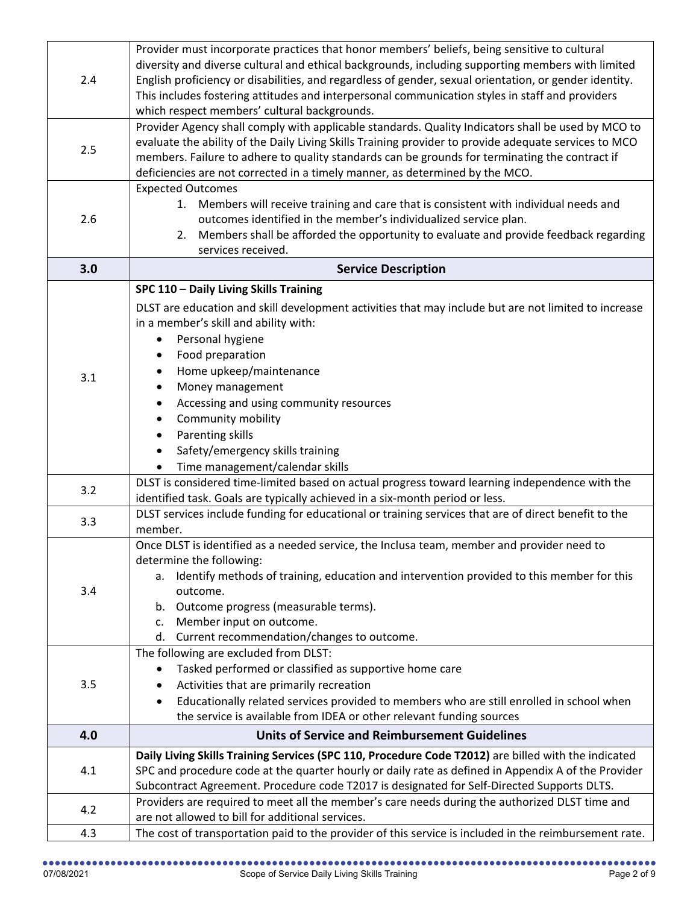| | |
|---|---|
| 2.4 | Provider must incorporate practices that honor members' beliefs, being sensitive to cultural diversity and diverse cultural and ethical backgrounds, including supporting members with limited English proficiency or disabilities, and regardless of gender, sexual orientation, or gender identity. This includes fostering attitudes and interpersonal communication styles in staff and providers which respect members' cultural backgrounds. |
| 2.5 | Provider Agency shall comply with applicable standards. Quality Indicators shall be used by MCO to evaluate the ability of the Daily Living Skills Training provider to provide adequate services to MCO members. Failure to adhere to quality standards can be grounds for terminating the contract if deficiencies are not corrected in a timely manner, as determined by the MCO. |
| 2.6 | Expected Outcomes<br>1. Members will receive training and care that is consistent with individual needs and outcomes identified in the member's individualized service plan.<br>2. Members shall be afforded the opportunity to evaluate and provide feedback regarding services received. |
| **3.0** | **Service Description** |
| 3.1 | **SPC 110 – Daily Living Skills Training**<br>DLST are education and skill development activities that may include but are not limited to increase in a member's skill and ability with:<br>• Personal hygiene<br>• Food preparation<br>• Home upkeep/maintenance<br>• Money management<br>• Accessing and using community resources<br>• Community mobility<br>• Parenting skills<br>• Safety/emergency skills training<br>• Time management/calendar skills |
| 3.2 | DLST is considered time-limited based on actual progress toward learning independence with the identified task. Goals are typically achieved in a six-month period or less. |
| 3.3 | DLST services include funding for educational or training services that are of direct benefit to the member. |
| 3.4 | Once DLST is identified as a needed service, the Inclusa team, member and provider need to determine the following:<br>a. Identify methods of training, education and intervention provided to this member for this outcome.<br>b. Outcome progress (measurable terms).<br>c. Member input on outcome.<br>d. Current recommendation/changes to outcome. |
| 3.5 | The following are excluded from DLST:<br>• Tasked performed or classified as supportive home care<br>• Activities that are primarily recreation<br>• Educationally related services provided to members who are still enrolled in school when the service is available from IDEA or other relevant funding sources |
| **4.0** | **Units of Service and Reimbursement Guidelines** |
| 4.1 | **Daily Living Skills Training Services (SPC 110, Procedure Code T2012)** are billed with the indicated SPC and procedure code at the quarter hourly or daily rate as defined in Appendix A of the Provider Subcontract Agreement. Procedure code T2017 is designated for Self-Directed Supports DLTS. |
| 4.2 | Providers are required to meet all the member's care needs during the authorized DLST time and are not allowed to bill for additional services. |
| 4.3 | The cost of transportation paid to the provider of this service is included in the reimbursement rate. |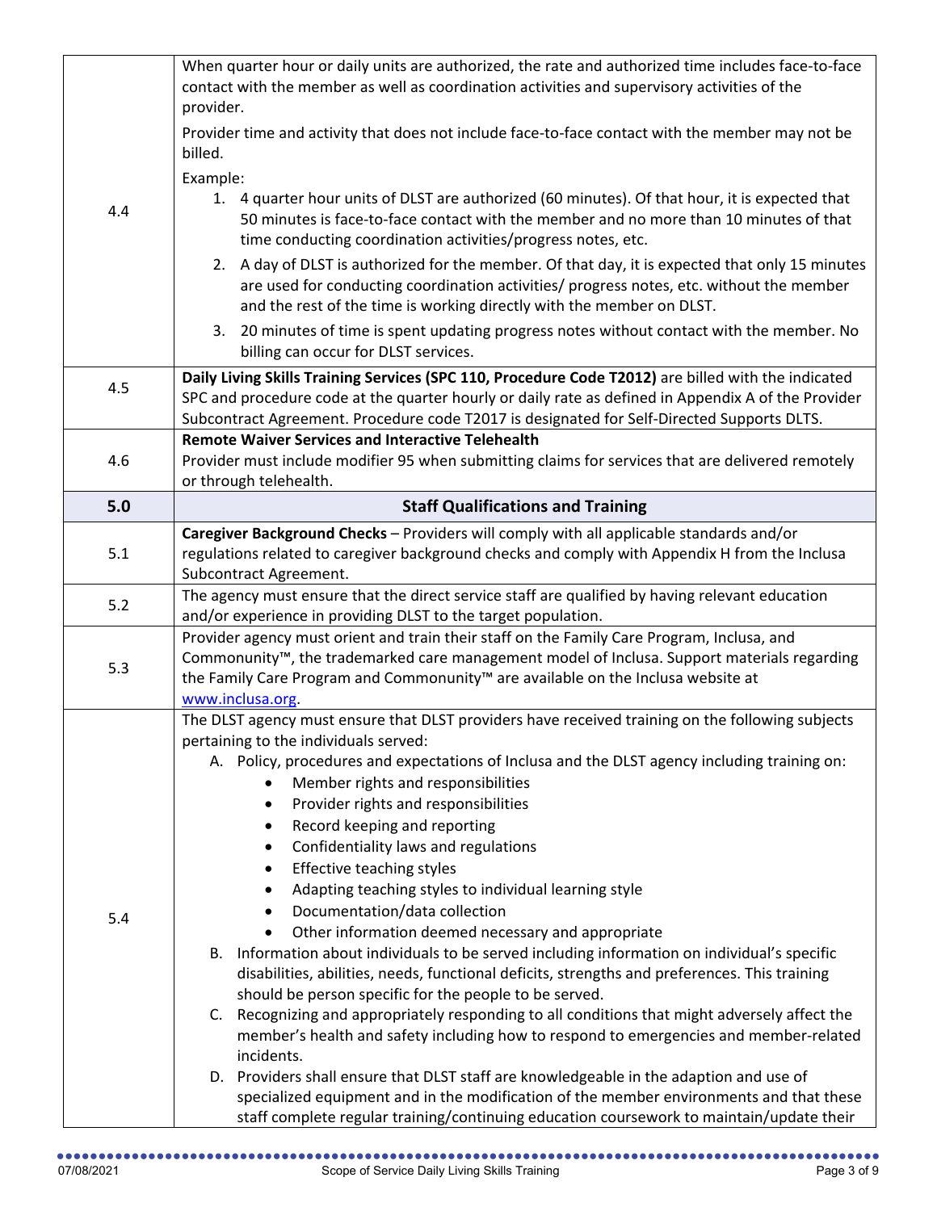| | |
|---|---|
| 4.4 | When quarter hour or daily units are authorized, the rate and authorized time includes face-to-face contact with the member as well as coordination activities and supervisory activities of the provider.<br><br>Provider time and activity that does not include face-to-face contact with the member may not be billed.<br><br>Example:<br>1. 4 quarter hour units of DLST are authorized (60 minutes). Of that hour, it is expected that 50 minutes is face-to-face contact with the member and no more than 10 minutes of that time conducting coordination activities/progress notes, etc.<br>2. A day of DLST is authorized for the member. Of that day, it is expected that only 15 minutes are used for conducting coordination activities/ progress notes, etc. without the member and the rest of the time is working directly with the member on DLST.<br>3. 20 minutes of time is spent updating progress notes without contact with the member. No billing can occur for DLST services. |
| 4.5 | **Daily Living Skills Training Services (SPC 110, Procedure Code T2012)** are billed with the indicated SPC and procedure code at the quarter hourly or daily rate as defined in Appendix A of the Provider Subcontract Agreement. Procedure code T2017 is designated for Self-Directed Supports DLTS. |
| 4.6 | **Remote Waiver Services and Interactive Telehealth**<br>Provider must include modifier 95 when submitting claims for services that are delivered remotely or through telehealth. |
| **5.0** | **Staff Qualifications and Training** |
| 5.1 | **Caregiver Background Checks** – Providers will comply with all applicable standards and/or regulations related to caregiver background checks and comply with Appendix H from the Inclusa Subcontract Agreement. |
| 5.2 | The agency must ensure that the direct service staff are qualified by having relevant education and/or experience in providing DLST to the target population. |
| 5.3 | Provider agency must orient and train their staff on the Family Care Program, Inclusa, and Commonunity™, the trademarked care management model of Inclusa. Support materials regarding the Family Care Program and Commonunity™ are available on the Inclusa website at [www.inclusa.org](http://www.inclusa.org). |
| 5.4 | The DLST agency must ensure that DLST providers have received training on the following subjects pertaining to the individuals served:<br>A. Policy, procedures and expectations of Inclusa and the DLST agency including training on:<br>• Member rights and responsibilities<br>• Provider rights and responsibilities<br>• Record keeping and reporting<br>• Confidentiality laws and regulations<br>• Effective teaching styles<br>• Adapting teaching styles to individual learning style<br>• Documentation/data collection<br>• Other information deemed necessary and appropriate<br>B. Information about individuals to be served including information on individual's specific disabilities, abilities, needs, functional deficits, strengths and preferences. This training should be person specific for the people to be served.<br>C. Recognizing and appropriately responding to all conditions that might adversely affect the member's health and safety including how to respond to emergencies and member-related incidents.<br>D. Providers shall ensure that DLST staff are knowledgeable in the adaption and use of specialized equipment and in the modification of the member environments and that these staff complete regular training/continuing education coursework to maintain/update their |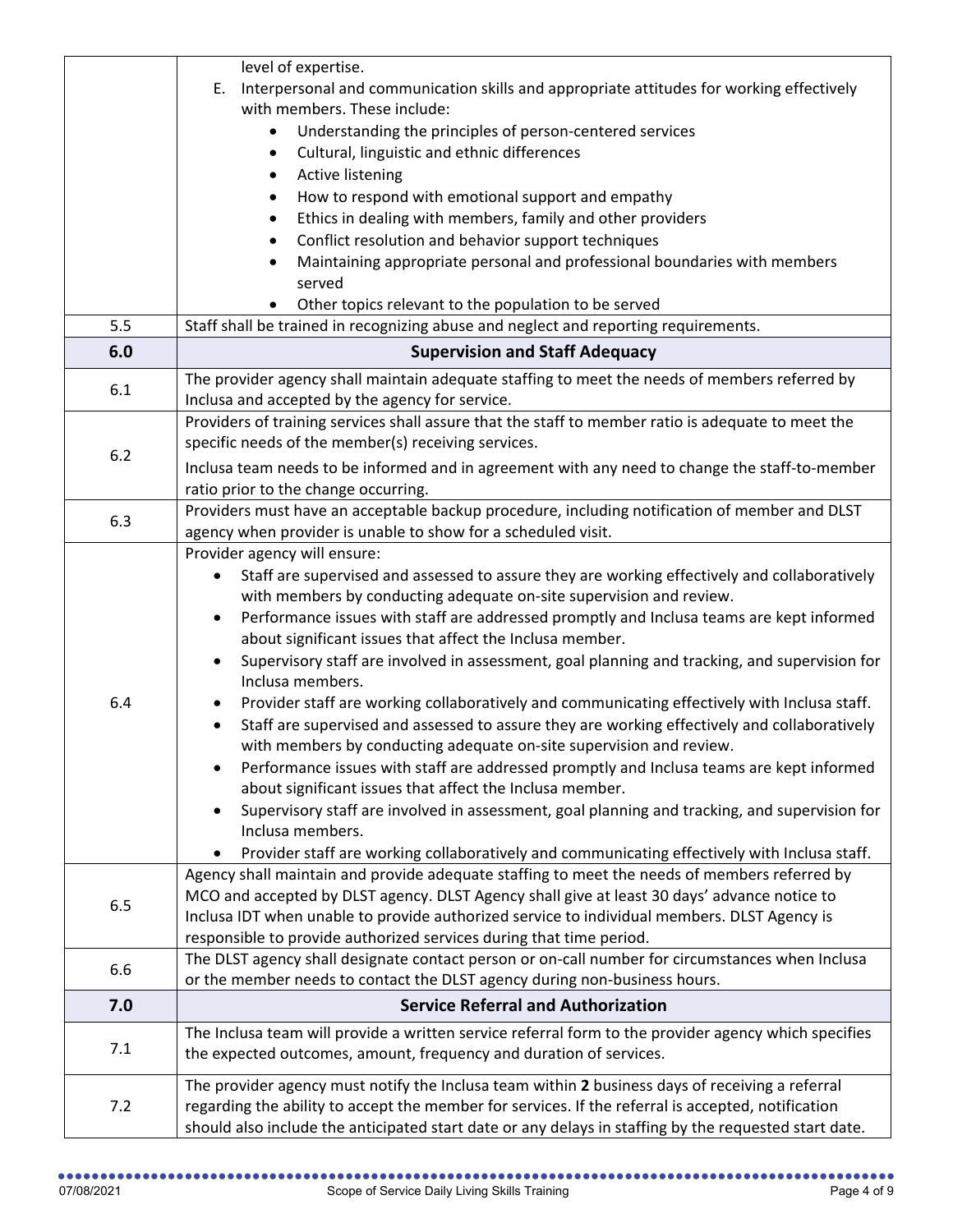| | |
|---|---|
| | level of expertise.<br>E. Interpersonal and communication skills and appropriate attitudes for working effectively with members. These include:<br>• Understanding the principles of person-centered services<br>• Cultural, linguistic and ethnic differences<br>• Active listening<br>• How to respond with emotional support and empathy<br>• Ethics in dealing with members, family and other providers<br>• Conflict resolution and behavior support techniques<br>• Maintaining appropriate personal and professional boundaries with members served<br>• Other topics relevant to the population to be served |
| 5.5 | Staff shall be trained in recognizing abuse and neglect and reporting requirements. |
| **6.0** | **Supervision and Staff Adequacy** |
| 6.1 | The provider agency shall maintain adequate staffing to meet the needs of members referred by Inclusa and accepted by the agency for service. |
| 6.2 | Providers of training services shall assure that the staff to member ratio is adequate to meet the specific needs of the member(s) receiving services.<br>Inclusa team needs to be informed and in agreement with any need to change the staff-to-member ratio prior to the change occurring. |
| 6.3 | Providers must have an acceptable backup procedure, including notification of member and DLST agency when provider is unable to show for a scheduled visit. |
| 6.4 | Provider agency will ensure:<br>• Staff are supervised and assessed to assure they are working effectively and collaboratively with members by conducting adequate on-site supervision and review.<br>• Performance issues with staff are addressed promptly and Inclusa teams are kept informed about significant issues that affect the Inclusa member.<br>• Supervisory staff are involved in assessment, goal planning and tracking, and supervision for Inclusa members.<br>• Provider staff are working collaboratively and communicating effectively with Inclusa staff.<br>• Staff are supervised and assessed to assure they are working effectively and collaboratively with members by conducting adequate on-site supervision and review.<br>• Performance issues with staff are addressed promptly and Inclusa teams are kept informed about significant issues that affect the Inclusa member.<br>• Supervisory staff are involved in assessment, goal planning and tracking, and supervision for Inclusa members.<br>• Provider staff are working collaboratively and communicating effectively with Inclusa staff. |
| 6.5 | Agency shall maintain and provide adequate staffing to meet the needs of members referred by MCO and accepted by DLST agency. DLST Agency shall give at least 30 days' advance notice to Inclusa IDT when unable to provide authorized service to individual members. DLST Agency is responsible to provide authorized services during that time period. |
| 6.6 | The DLST agency shall designate contact person or on-call number for circumstances when Inclusa or the member needs to contact the DLST agency during non-business hours. |
| **7.0** | **Service Referral and Authorization** |
| 7.1 | The Inclusa team will provide a written service referral form to the provider agency which specifies the expected outcomes, amount, frequency and duration of services. |
| 7.2 | The provider agency must notify the Inclusa team within **2** business days of receiving a referral regarding the ability to accept the member for services. If the referral is accepted, notification should also include the anticipated start date or any delays in staffing by the requested start date. |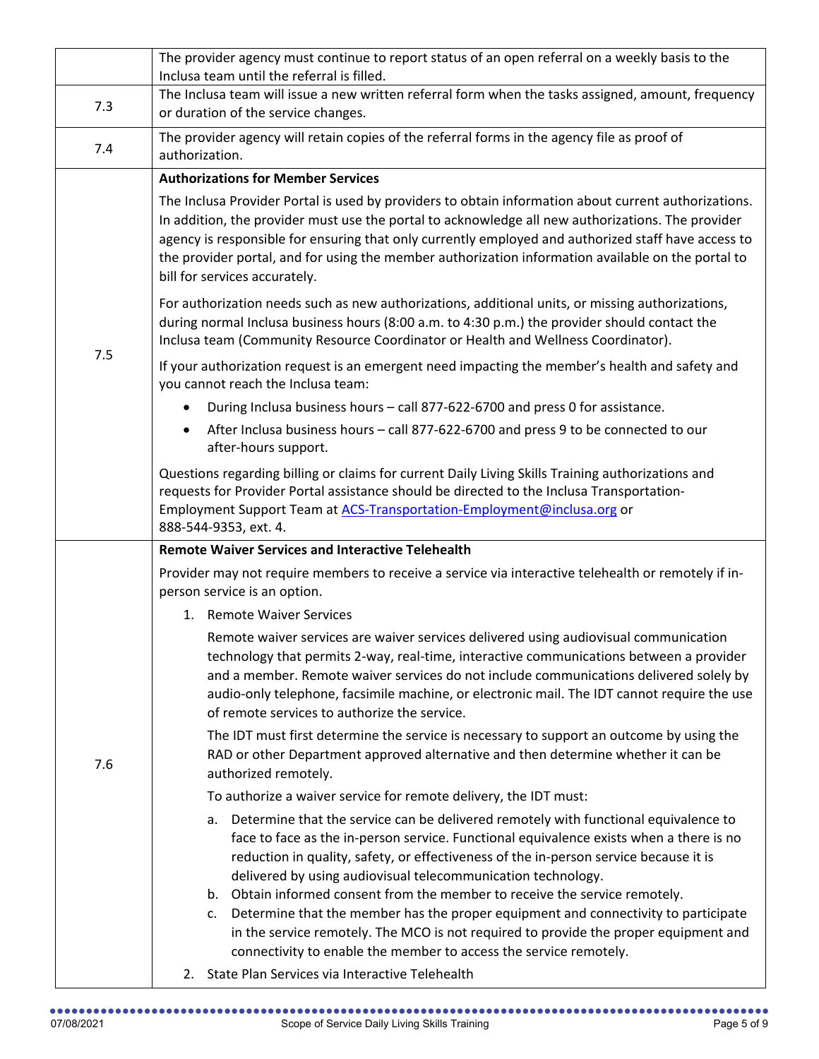| | |
|---|---|
| | The provider agency must continue to report status of an open referral on a weekly basis to the Inclusa team until the referral is filled. |
| 7.3 | The Inclusa team will issue a new written referral form when the tasks assigned, amount, frequency or duration of the service changes. |
| 7.4 | The provider agency will retain copies of the referral forms in the agency file as proof of authorization. |
| 7.5 | **Authorizations for Member Services**<br><br>The Inclusa Provider Portal is used by providers to obtain information about current authorizations. In addition, the provider must use the portal to acknowledge all new authorizations. The provider agency is responsible for ensuring that only currently employed and authorized staff have access to the provider portal, and for using the member authorization information available on the portal to bill for services accurately.<br><br>For authorization needs such as new authorizations, additional units, or missing authorizations, during normal Inclusa business hours (8:00 a.m. to 4:30 p.m.) the provider should contact the Inclusa team (Community Resource Coordinator or Health and Wellness Coordinator).<br><br>If your authorization request is an emergent need impacting the member's health and safety and you cannot reach the Inclusa team:<br>• During Inclusa business hours – call 877-622-6700 and press 0 for assistance.<br>• After Inclusa business hours – call 877-622-6700 and press 9 to be connected to our after-hours support.<br><br>Questions regarding billing or claims for current Daily Living Skills Training authorizations and requests for Provider Portal assistance should be directed to the Inclusa Transportation-Employment Support Team at ACS-Transportation-Employment@inclusa.org or 888-544-9353, ext. 4. |
| 7.6 | **Remote Waiver Services and Interactive Telehealth**<br><br>Provider may not require members to receive a service via interactive telehealth or remotely if in-person service is an option.<br><br>1. Remote Waiver Services<br><br>Remote waiver services are waiver services delivered using audiovisual communication technology that permits 2-way, real-time, interactive communications between a provider and a member. Remote waiver services do not include communications delivered solely by audio-only telephone, facsimile machine, or electronic mail. The IDT cannot require the use of remote services to authorize the service.<br><br>The IDT must first determine the service is necessary to support an outcome by using the RAD or other Department approved alternative and then determine whether it can be authorized remotely.<br><br>To authorize a waiver service for remote delivery, the IDT must:<br><br>a. Determine that the service can be delivered remotely with functional equivalence to face to face as the in-person service. Functional equivalence exists when a there is no reduction in quality, safety, or effectiveness of the in-person service because it is delivered by using audiovisual telecommunication technology.<br>b. Obtain informed consent from the member to receive the service remotely.<br>c. Determine that the member has the proper equipment and connectivity to participate in the service remotely. The MCO is not required to provide the proper equipment and connectivity to enable the member to access the service remotely.<br><br>2. State Plan Services via Interactive Telehealth |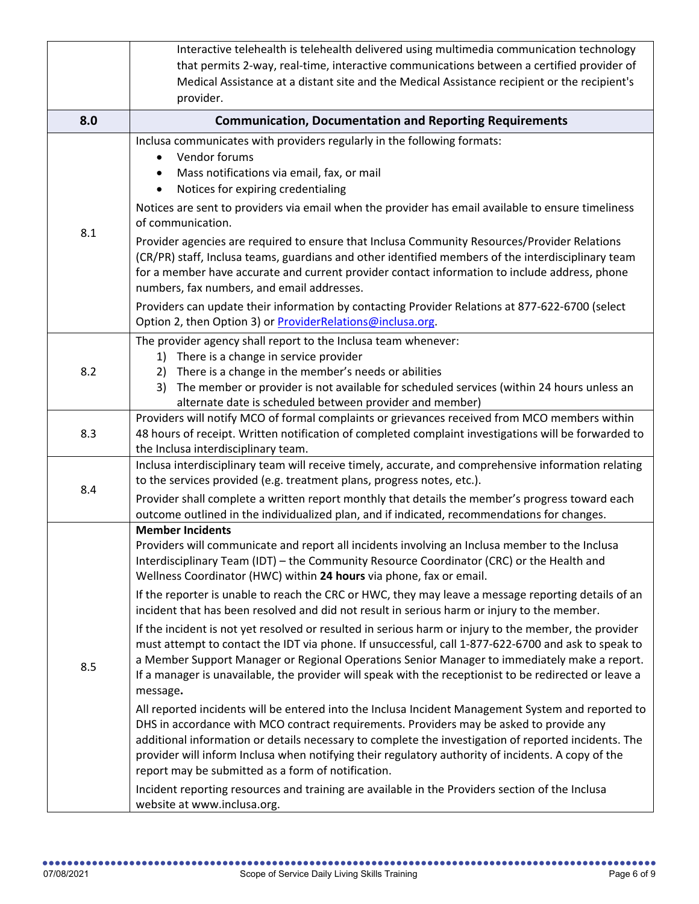| | |
|---|---|
| | Interactive telehealth is telehealth delivered using multimedia communication technology that permits 2-way, real-time, interactive communications between a certified provider of Medical Assistance at a distant site and the Medical Assistance recipient or the recipient's provider. |
| **8.0** | **Communication, Documentation and Reporting Requirements** |
| 8.1 | Inclusa communicates with providers regularly in the following formats:<br>• Vendor forums<br>• Mass notifications via email, fax, or mail<br>• Notices for expiring credentialing<br><br>Notices are sent to providers via email when the provider has email available to ensure timeliness of communication.<br><br>Provider agencies are required to ensure that Inclusa Community Resources/Provider Relations (CR/PR) staff, Inclusa teams, guardians and other identified members of the interdisciplinary team for a member have accurate and current provider contact information to include address, phone numbers, fax numbers, and email addresses.<br><br>Providers can update their information by contacting Provider Relations at 877-622-6700 (select Option 2, then Option 3) or ProviderRelations@inclusa.org. |
| 8.2 | The provider agency shall report to the Inclusa team whenever:<br>1) There is a change in service provider<br>2) There is a change in the member's needs or abilities<br>3) The member or provider is not available for scheduled services (within 24 hours unless an alternate date is scheduled between provider and member) |
| 8.3 | Providers will notify MCO of formal complaints or grievances received from MCO members within 48 hours of receipt. Written notification of completed complaint investigations will be forwarded to the Inclusa interdisciplinary team. |
| 8.4 | Inclusa interdisciplinary team will receive timely, accurate, and comprehensive information relating to the services provided (e.g. treatment plans, progress notes, etc.).<br><br>Provider shall complete a written report monthly that details the member's progress toward each outcome outlined in the individualized plan, and if indicated, recommendations for changes. |
| 8.5 | **Member Incidents**<br>Providers will communicate and report all incidents involving an Inclusa member to the Inclusa Interdisciplinary Team (IDT) – the Community Resource Coordinator (CRC) or the Health and Wellness Coordinator (HWC) within **24 hours** via phone, fax or email.<br><br>If the reporter is unable to reach the CRC or HWC, they may leave a message reporting details of an incident that has been resolved and did not result in serious harm or injury to the member.<br><br>If the incident is not yet resolved or resulted in serious harm or injury to the member, the provider must attempt to contact the IDT via phone. If unsuccessful, call 1-877-622-6700 and ask to speak to a Member Support Manager or Regional Operations Senior Manager to immediately make a report. If a manager is unavailable, the provider will speak with the receptionist to be redirected or leave a message.<br><br>All reported incidents will be entered into the Inclusa Incident Management System and reported to DHS in accordance with MCO contract requirements. Providers may be asked to provide any additional information or details necessary to complete the investigation of reported incidents. The provider will inform Inclusa when notifying their regulatory authority of incidents. A copy of the report may be submitted as a form of notification.<br><br>Incident reporting resources and training are available in the Providers section of the Inclusa website at www.inclusa.org. |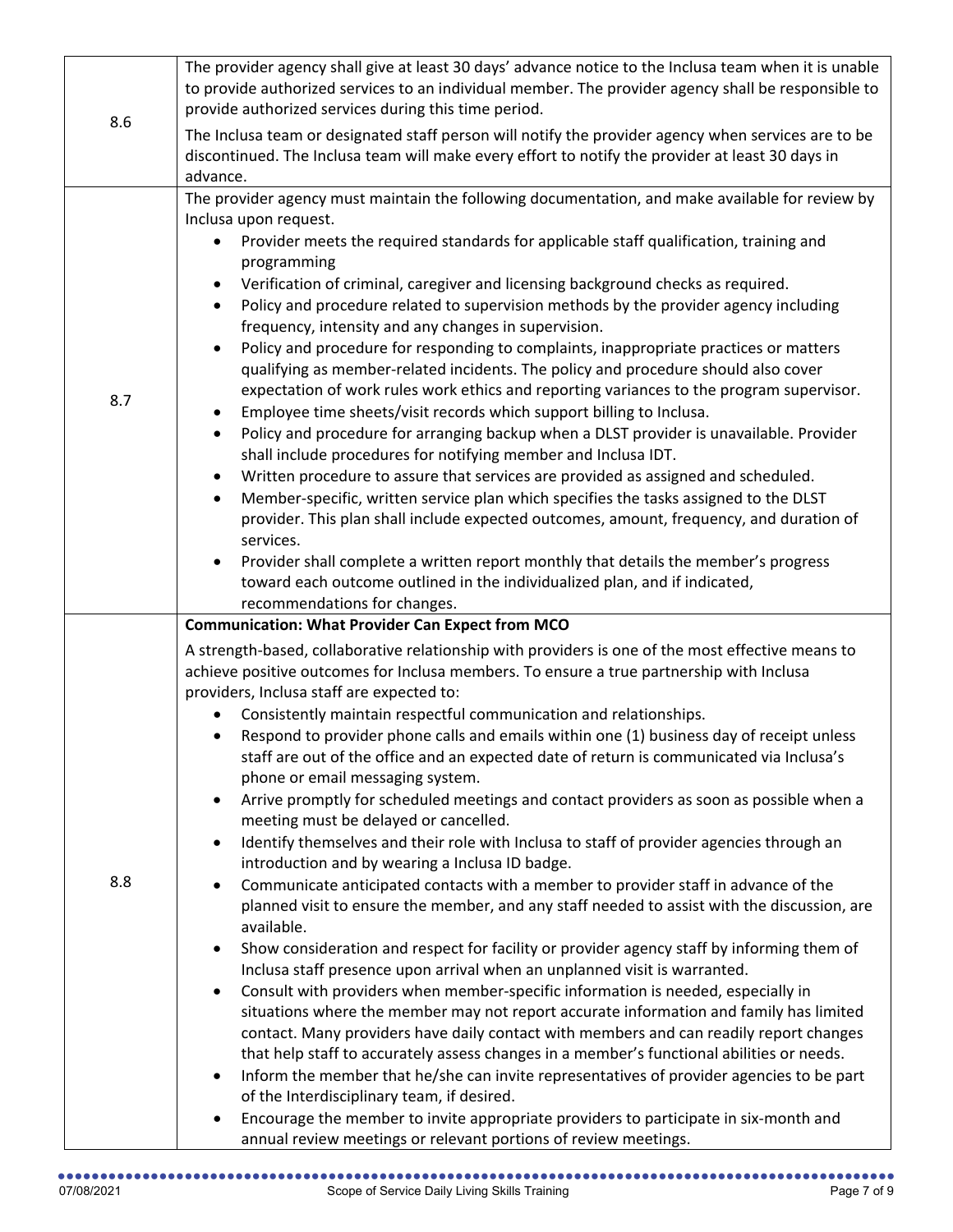| | |
|---|---|
| 8.6 | The provider agency shall give at least 30 days' advance notice to the Inclusa team when it is unable to provide authorized services to an individual member. The provider agency shall be responsible to provide authorized services during this time period.<br><br>The Inclusa team or designated staff person will notify the provider agency when services are to be discontinued. The Inclusa team will make every effort to notify the provider at least 30 days in advance. |
| 8.7 | The provider agency must maintain the following documentation, and make available for review by Inclusa upon request.<br>• Provider meets the required standards for applicable staff qualification, training and programming<br>• Verification of criminal, caregiver and licensing background checks as required.<br>• Policy and procedure related to supervision methods by the provider agency including frequency, intensity and any changes in supervision.<br>• Policy and procedure for responding to complaints, inappropriate practices or matters qualifying as member-related incidents. The policy and procedure should also cover expectation of work rules work ethics and reporting variances to the program supervisor.<br>• Employee time sheets/visit records which support billing to Inclusa.<br>• Policy and procedure for arranging backup when a DLST provider is unavailable. Provider shall include procedures for notifying member and Inclusa IDT.<br>• Written procedure to assure that services are provided as assigned and scheduled.<br>• Member-specific, written service plan which specifies the tasks assigned to the DLST provider. This plan shall include expected outcomes, amount, frequency, and duration of services.<br>• Provider shall complete a written report monthly that details the member's progress toward each outcome outlined in the individualized plan, and if indicated, recommendations for changes. |
| 8.8 | **Communication: What Provider Can Expect from MCO**<br><br>A strength-based, collaborative relationship with providers is one of the most effective means to achieve positive outcomes for Inclusa members. To ensure a true partnership with Inclusa providers, Inclusa staff are expected to:<br>• Consistently maintain respectful communication and relationships.<br>• Respond to provider phone calls and emails within one (1) business day of receipt unless staff are out of the office and an expected date of return is communicated via Inclusa's phone or email messaging system.<br>• Arrive promptly for scheduled meetings and contact providers as soon as possible when a meeting must be delayed or cancelled.<br>• Identify themselves and their role with Inclusa to staff of provider agencies through an introduction and by wearing a Inclusa ID badge.<br>• Communicate anticipated contacts with a member to provider staff in advance of the planned visit to ensure the member, and any staff needed to assist with the discussion, are available.<br>• Show consideration and respect for facility or provider agency staff by informing them of Inclusa staff presence upon arrival when an unplanned visit is warranted.<br>• Consult with providers when member-specific information is needed, especially in situations where the member may not report accurate information and family has limited contact. Many providers have daily contact with members and can readily report changes that help staff to accurately assess changes in a member's functional abilities or needs.<br>• Inform the member that he/she can invite representatives of provider agencies to be part of the Interdisciplinary team, if desired.<br>• Encourage the member to invite appropriate providers to participate in six-month and annual review meetings or relevant portions of review meetings. |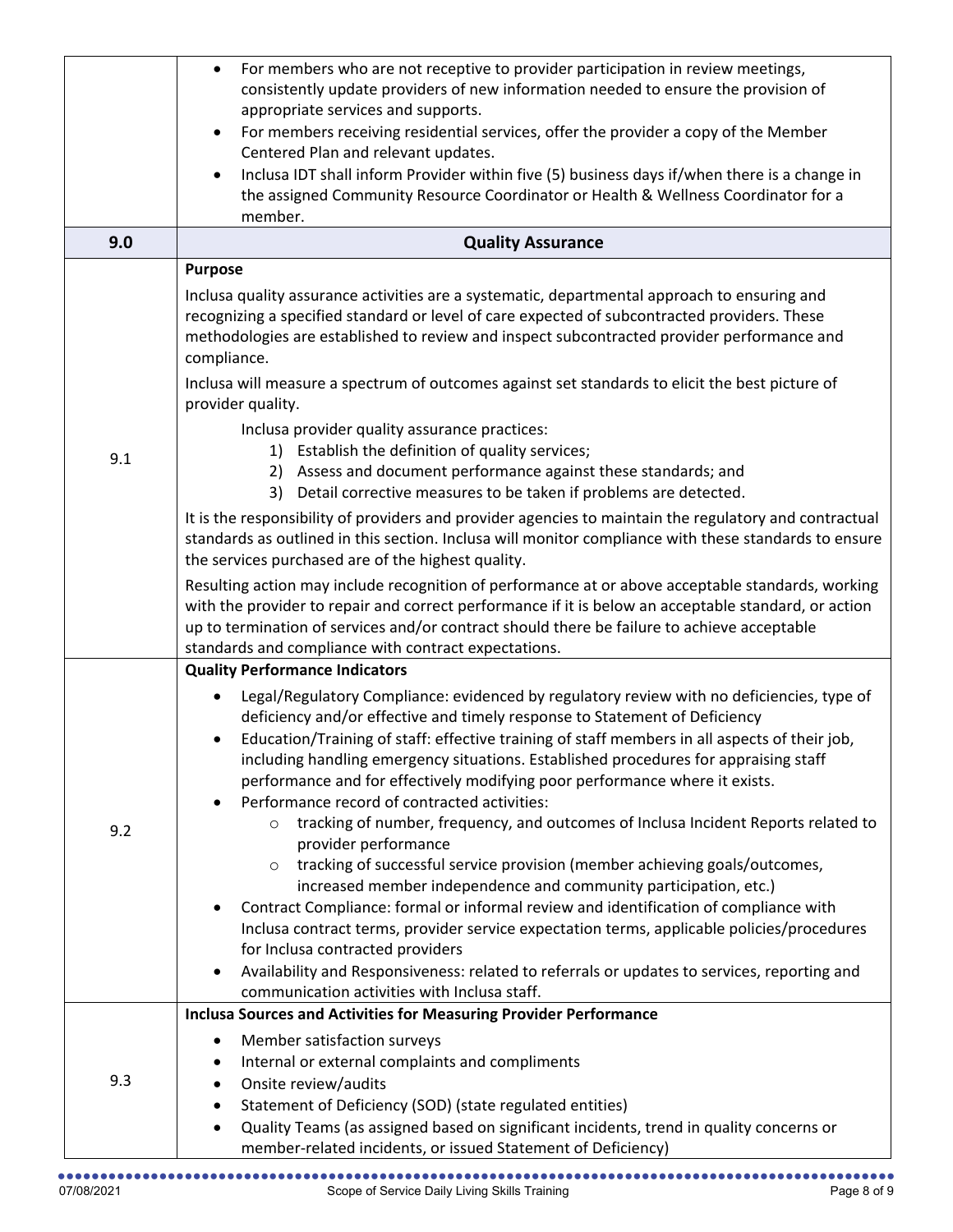| | |
|---|---|
| | • For members who are not receptive to provider participation in review meetings, consistently update providers of new information needed to ensure the provision of appropriate services and supports.<br>• For members receiving residential services, offer the provider a copy of the Member Centered Plan and relevant updates.<br>• Inclusa IDT shall inform Provider within five (5) business days if/when there is a change in the assigned Community Resource Coordinator or Health & Wellness Coordinator for a member. |
| **9.0** | **Quality Assurance** |
| 9.1 | **Purpose**<br>Inclusa quality assurance activities are a systematic, departmental approach to ensuring and recognizing a specified standard or level of care expected of subcontracted providers. These methodologies are established to review and inspect subcontracted provider performance and compliance.<br>Inclusa will measure a spectrum of outcomes against set standards to elicit the best picture of provider quality.<br>Inclusa provider quality assurance practices:<br>1) Establish the definition of quality services;<br>2) Assess and document performance against these standards; and<br>3) Detail corrective measures to be taken if problems are detected.<br>It is the responsibility of providers and provider agencies to maintain the regulatory and contractual standards as outlined in this section. Inclusa will monitor compliance with these standards to ensure the services purchased are of the highest quality.<br>Resulting action may include recognition of performance at or above acceptable standards, working with the provider to repair and correct performance if it is below an acceptable standard, or action up to termination of services and/or contract should there be failure to achieve acceptable standards and compliance with contract expectations. |
| 9.2 | **Quality Performance Indicators**<br>• Legal/Regulatory Compliance: evidenced by regulatory review with no deficiencies, type of deficiency and/or effective and timely response to Statement of Deficiency<br>• Education/Training of staff: effective training of staff members in all aspects of their job, including handling emergency situations. Established procedures for appraising staff performance and for effectively modifying poor performance where it exists.<br>• Performance record of contracted activities:<br>&nbsp;&nbsp;&nbsp;&nbsp;○ tracking of number, frequency, and outcomes of Inclusa Incident Reports related to provider performance<br>&nbsp;&nbsp;&nbsp;&nbsp;○ tracking of successful service provision (member achieving goals/outcomes, increased member independence and community participation, etc.)<br>• Contract Compliance: formal or informal review and identification of compliance with Inclusa contract terms, provider service expectation terms, applicable policies/procedures for Inclusa contracted providers<br>• Availability and Responsiveness: related to referrals or updates to services, reporting and communication activities with Inclusa staff. |
| 9.3 | **Inclusa Sources and Activities for Measuring Provider Performance**<br>• Member satisfaction surveys<br>• Internal or external complaints and compliments<br>• Onsite review/audits<br>• Statement of Deficiency (SOD) (state regulated entities)<br>• Quality Teams (as assigned based on significant incidents, trend in quality concerns or member-related incidents, or issued Statement of Deficiency) |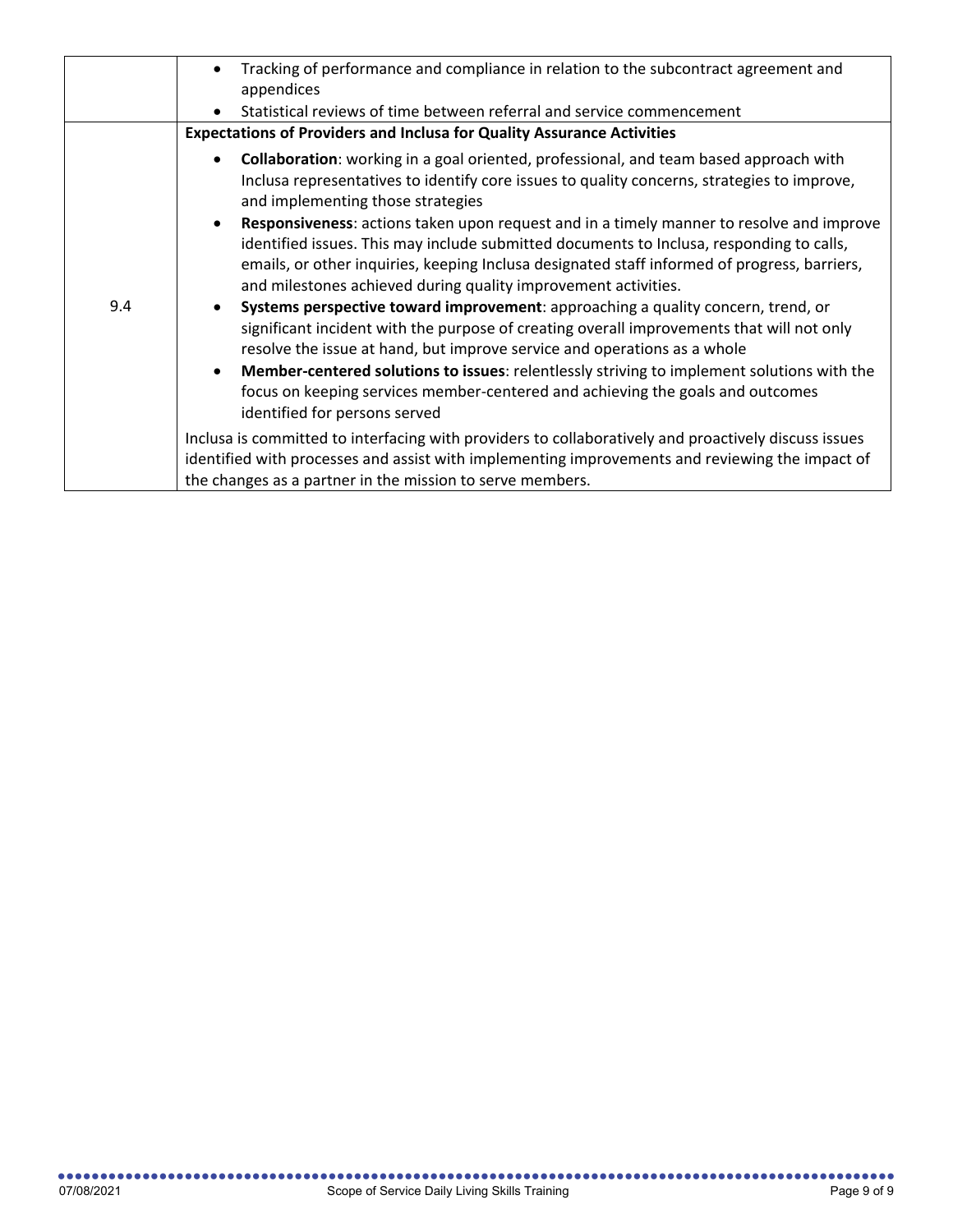| | |
|---|---|
| | • Tracking of performance and compliance in relation to the subcontract agreement and appendices<br>• Statistical reviews of time between referral and service commencement |
| 9.4 | **Expectations of Providers and Inclusa for Quality Assurance Activities**<br>• **Collaboration**: working in a goal oriented, professional, and team based approach with Inclusa representatives to identify core issues to quality concerns, strategies to improve, and implementing those strategies<br>• **Responsiveness**: actions taken upon request and in a timely manner to resolve and improve identified issues. This may include submitted documents to Inclusa, responding to calls, emails, or other inquiries, keeping Inclusa designated staff informed of progress, barriers, and milestones achieved during quality improvement activities.<br>• **Systems perspective toward improvement**: approaching a quality concern, trend, or significant incident with the purpose of creating overall improvements that will not only resolve the issue at hand, but improve service and operations as a whole<br>• **Member-centered solutions to issues**: relentlessly striving to implement solutions with the focus on keeping services member-centered and achieving the goals and outcomes identified for persons served<br><br>Inclusa is committed to interfacing with providers to collaboratively and proactively discuss issues identified with processes and assist with implementing improvements and reviewing the impact of the changes as a partner in the mission to serve members. |